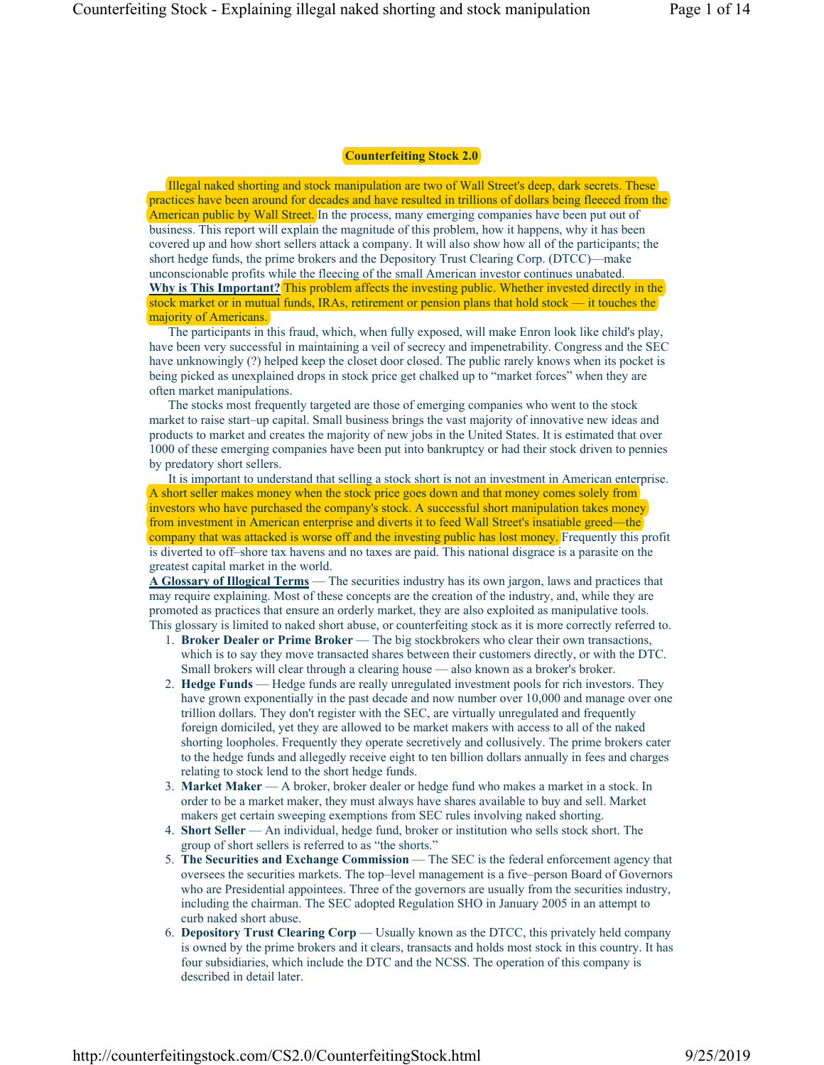## Counterfeiting Stock 2.0

Illegal naked shorting and stock manipulation are two of Wall Street's deep, dark secrets. These practices have been around for decades and have resulted in trillions of dollars being fleeced from the American public by Wall Street. In the process, many emerging companies have been put out of business. This report will explain the magnitude of this problem, how it happens, why it has been covered up and how short sellers attack a company. It will also show how all of the participants; the short hedge funds, the prime brokers and the Depository Trust Clearing Corp. (DTCC)—make unconscionable profits while the fleecing of the small American investor continues unabated.

**Why is This Important?** This problem affects the investing public. Whether invested directly in the stock market or in mutual funds, IRAs, retirement or pension plans that hold stock — it touches the majority of Americans.

The participants in this fraud, which, when fully exposed, will make Enron look like child's play, have been very successful in maintaining a veil of secrecy and impenetrability. Congress and the SEC have unknowingly (?) helped keep the closet door closed. The public rarely knows when its pocket is being picked as unexplained drops in stock price get chalked up to "market forces" when they are often market manipulations.

The stocks most frequently targeted are those of emerging companies who went to the stock market to raise start–up capital. Small business brings the vast majority of innovative new ideas and products to market and creates the majority of new jobs in the United States. It is estimated that over 1000 of these emerging companies have been put into bankruptcy or had their stock driven to pennies by predatory short sellers.

It is important to understand that selling a stock short is not an investment in American enterprise. A short seller makes money when the stock price goes down and that money comes solely from investors who have purchased the company's stock. A successful short manipulation takes money from investment in American enterprise and diverts it to feed Wall Street's insatiable greed—the company that was attacked is worse off and the investing public has lost money. Frequently this profit is diverted to off–shore tax havens and no taxes are paid. This national disgrace is a parasite on the greatest capital market in the world.

**A Glossary of Illogical Terms** — The securities industry has its own jargon, laws and practices that may require explaining. Most of these concepts are the creation of the industry, and, while they are promoted as practices that ensure an orderly market, they are also exploited as manipulative tools. This glossary is limited to naked short abuse, or counterfeiting stock as it is more correctly referred to.

1. **Broker Dealer or Prime Broker** — The big stockbrokers who clear their own transactions, which is to say they move transacted shares between their customers directly, or with the DTC. Small brokers will clear through a clearing house — also known as a broker's broker.
2. **Hedge Funds** — Hedge funds are really unregulated investment pools for rich investors. They have grown exponentially in the past decade and now number over 10,000 and manage over one trillion dollars. They don't register with the SEC, are virtually unregulated and frequently foreign domiciled, yet they are allowed to be market makers with access to all of the naked shorting loopholes. Frequently they operate secretively and collusively. The prime brokers cater to the hedge funds and allegedly receive eight to ten billion dollars annually in fees and charges relating to stock lend to the short hedge funds.
3. **Market Maker** — A broker, broker dealer or hedge fund who makes a market in a stock. In order to be a market maker, they must always have shares available to buy and sell. Market makers get certain sweeping exemptions from SEC rules involving naked shorting.
4. **Short Seller** — An individual, hedge fund, broker or institution who sells stock short. The group of short sellers is referred to as "the shorts."
5. **The Securities and Exchange Commission** — The SEC is the federal enforcement agency that oversees the securities markets. The top–level management is a five–person Board of Governors who are Presidential appointees. Three of the governors are usually from the securities industry, including the chairman. The SEC adopted Regulation SHO in January 2005 in an attempt to curb naked short abuse.
6. **Depository Trust Clearing Corp** — Usually known as the DTCC, this privately held company is owned by the prime brokers and it clears, transacts and holds most stock in this country. It has four subsidiaries, which include the DTC and the NCSS. The operation of this company is described in detail later.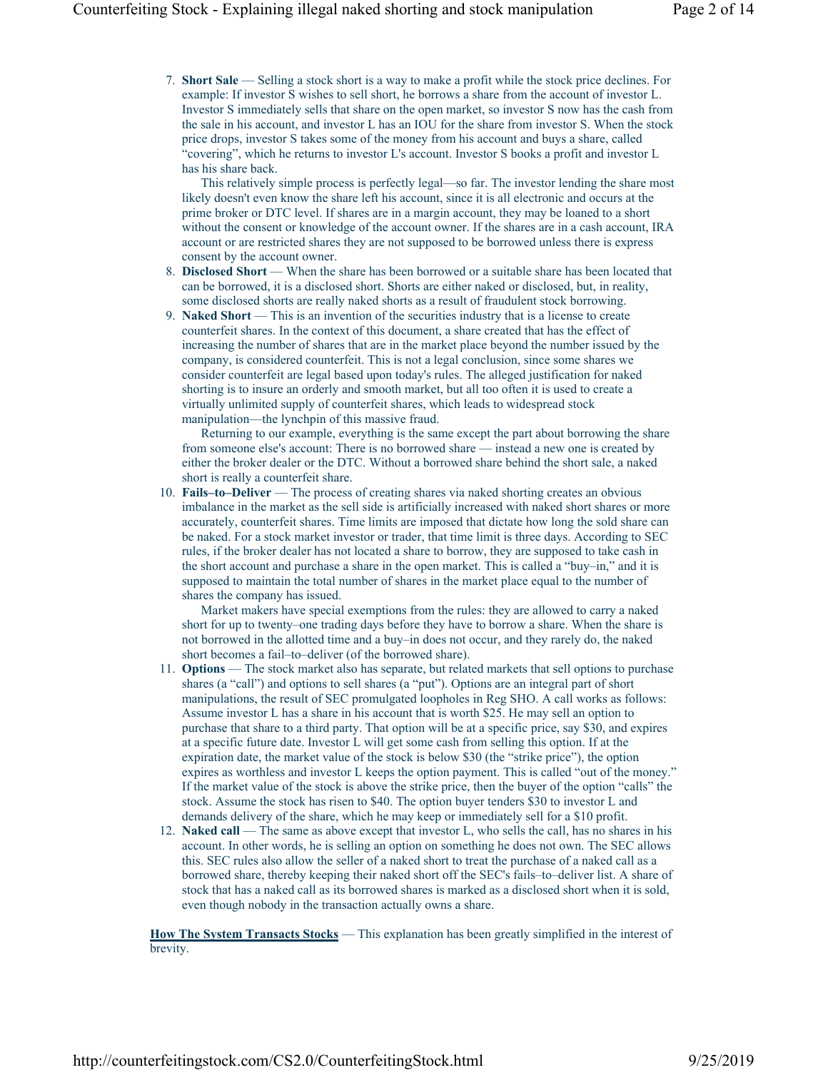7. **Short Sale** — Selling a stock short is a way to make a profit while the stock price declines. For example: If investor S wishes to sell short, he borrows a share from the account of investor L. Investor S immediately sells that share on the open market, so investor S now has the cash from the sale in his account, and investor L has an IOU for the share from investor S. When the stock price drops, investor S takes some of the money from his account and buys a share, called "covering", which he returns to investor L's account. Investor S books a profit and investor L has his share back.

   This relatively simple process is perfectly legal—so far. The investor lending the share most likely doesn't even know the share left his account, since it is all electronic and occurs at the prime broker or DTC level. If shares are in a margin account, they may be loaned to a short without the consent or knowledge of the account owner. If the shares are in a cash account, IRA account or are restricted shares they are not supposed to be borrowed unless there is express consent by the account owner.

8. **Disclosed Short** — When the share has been borrowed or a suitable share has been located that can be borrowed, it is a disclosed short. Shorts are either naked or disclosed, but, in reality, some disclosed shorts are really naked shorts as a result of fraudulent stock borrowing.

9. **Naked Short** — This is an invention of the securities industry that is a license to create counterfeit shares. In the context of this document, a share created that has the effect of increasing the number of shares that are in the market place beyond the number issued by the company, is considered counterfeit. This is not a legal conclusion, since some shares we consider counterfeit are legal based upon today's rules. The alleged justification for naked shorting is to insure an orderly and smooth market, but all too often it is used to create a virtually unlimited supply of counterfeit shares, which leads to widespread stock manipulation—the lynchpin of this massive fraud.

   Returning to our example, everything is the same except the part about borrowing the share from someone else's account: There is no borrowed share — instead a new one is created by either the broker dealer or the DTC. Without a borrowed share behind the short sale, a naked short is really a counterfeit share.

10. **Fails–to–Deliver** — The process of creating shares via naked shorting creates an obvious imbalance in the market as the sell side is artificially increased with naked short shares or more accurately, counterfeit shares. Time limits are imposed that dictate how long the sold share can be naked. For a stock market investor or trader, that time limit is three days. According to SEC rules, if the broker dealer has not located a share to borrow, they are supposed to take cash in the short account and purchase a share in the open market. This is called a "buy–in," and it is supposed to maintain the total number of shares in the market place equal to the number of shares the company has issued.

    Market makers have special exemptions from the rules: they are allowed to carry a naked short for up to twenty–one trading days before they have to borrow a share. When the share is not borrowed in the allotted time and a buy–in does not occur, and they rarely do, the naked short becomes a fail–to–deliver (of the borrowed share).

11. **Options** — The stock market also has separate, but related markets that sell options to purchase shares (a "call") and options to sell shares (a "put"). Options are an integral part of short manipulations, the result of SEC promulgated loopholes in Reg SHO. A call works as follows: Assume investor L has a share in his account that is worth $25. He may sell an option to purchase that share to a third party. That option will be at a specific price, say $30, and expires at a specific future date. Investor L will get some cash from selling this option. If at the expiration date, the market value of the stock is below $30 (the "strike price"), the option expires as worthless and investor L keeps the option payment. This is called "out of the money." If the market value of the stock is above the strike price, then the buyer of the option "calls" the stock. Assume the stock has risen to $40. The option buyer tenders $30 to investor L and demands delivery of the share, which he may keep or immediately sell for a $10 profit.

12. **Naked call** — The same as above except that investor L, who sells the call, has no shares in his account. In other words, he is selling an option on something he does not own. The SEC allows this. SEC rules also allow the seller of a naked short to treat the purchase of a naked call as a borrowed share, thereby keeping their naked short off the SEC's fails–to–deliver list. A share of stock that has a naked call as its borrowed shares is marked as a disclosed short when it is sold, even though nobody in the transaction actually owns a share.

**How The System Transacts Stocks** — This explanation has been greatly simplified in the interest of brevity.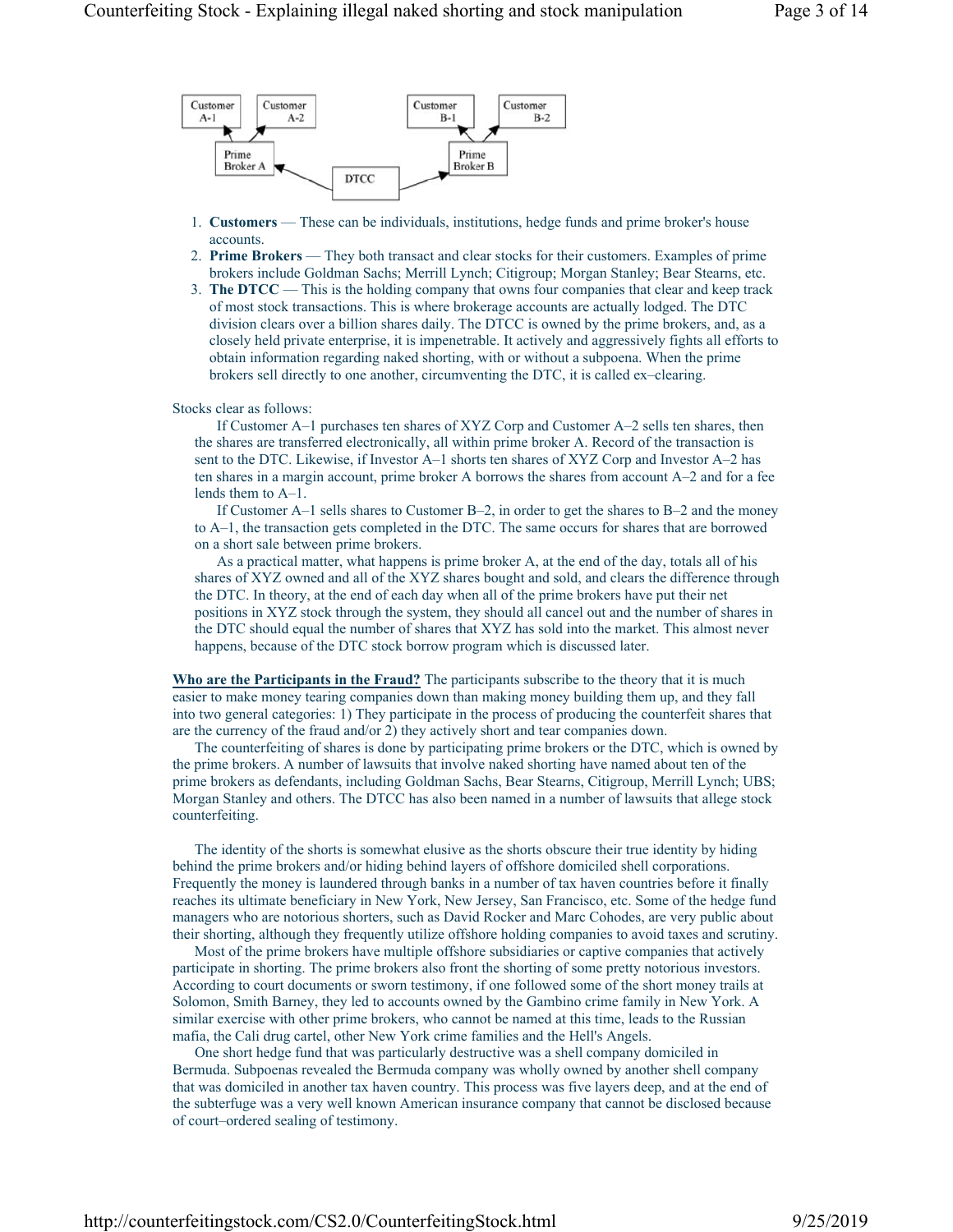1. **Customers** — These can be individuals, institutions, hedge funds and prime broker's house accounts.
2. **Prime Brokers** — They both transact and clear stocks for their customers. Examples of prime brokers include Goldman Sachs; Merrill Lynch; Citigroup; Morgan Stanley; Bear Stearns, etc.
3. **The DTCC** — This is the holding company that owns four companies that clear and keep track of most stock transactions. This is where brokerage accounts are actually lodged. The DTC division clears over a billion shares daily. The DTCC is owned by the prime brokers, and, as a closely held private enterprise, it is impenetrable. It actively and aggressively fights all efforts to obtain information regarding naked shorting, with or without a subpoena. When the prime brokers sell directly to one another, circumventing the DTC, it is called ex–clearing.

Stocks clear as follows:

If Customer A–1 purchases ten shares of XYZ Corp and Customer A–2 sells ten shares, then the shares are transferred electronically, all within prime broker A. Record of the transaction is sent to the DTC. Likewise, if Investor A–1 shorts ten shares of XYZ Corp and Investor A–2 has ten shares in a margin account, prime broker A borrows the shares from account A–2 and for a fee lends them to A–1.

If Customer A–1 sells shares to Customer B–2, in order to get the shares to B–2 and the money to A–1, the transaction gets completed in the DTC. The same occurs for shares that are borrowed on a short sale between prime brokers.

As a practical matter, what happens is prime broker A, at the end of the day, totals all of his shares of XYZ owned and all of the XYZ shares bought and sold, and clears the difference through the DTC. In theory, at the end of each day when all of the prime brokers have put their net positions in XYZ stock through the system, they should all cancel out and the number of shares in the DTC should equal the number of shares that XYZ has sold into the market. This almost never happens, because of the DTC stock borrow program which is discussed later.

**Who are the Participants in the Fraud?** The participants subscribe to the theory that it is much easier to make money tearing companies down than making money building them up, and they fall into two general categories: 1) They participate in the process of producing the counterfeit shares that are the currency of the fraud and/or 2) they actively short and tear companies down.

The counterfeiting of shares is done by participating prime brokers or the DTC, which is owned by the prime brokers. A number of lawsuits that involve naked shorting have named about ten of the prime brokers as defendants, including Goldman Sachs, Bear Stearns, Citigroup, Merrill Lynch; UBS; Morgan Stanley and others. The DTCC has also been named in a number of lawsuits that allege stock counterfeiting.

The identity of the shorts is somewhat elusive as the shorts obscure their true identity by hiding behind the prime brokers and/or hiding behind layers of offshore domiciled shell corporations. Frequently the money is laundered through banks in a number of tax haven countries before it finally reaches its ultimate beneficiary in New York, New Jersey, San Francisco, etc. Some of the hedge fund managers who are notorious shorters, such as David Rocker and Marc Cohodes, are very public about their shorting, although they frequently utilize offshore holding companies to avoid taxes and scrutiny.

Most of the prime brokers have multiple offshore subsidiaries or captive companies that actively participate in shorting. The prime brokers also front the shorting of some pretty notorious investors. According to court documents or sworn testimony, if one followed some of the short money trails at Solomon, Smith Barney, they led to accounts owned by the Gambino crime family in New York. A similar exercise with other prime brokers, who cannot be named at this time, leads to the Russian mafia, the Cali drug cartel, other New York crime families and the Hell's Angels.

One short hedge fund that was particularly destructive was a shell company domiciled in Bermuda. Subpoenas revealed the Bermuda company was wholly owned by another shell company that was domiciled in another tax haven country. This process was five layers deep, and at the end of the subterfuge was a very well known American insurance company that cannot be disclosed because of court–ordered sealing of testimony.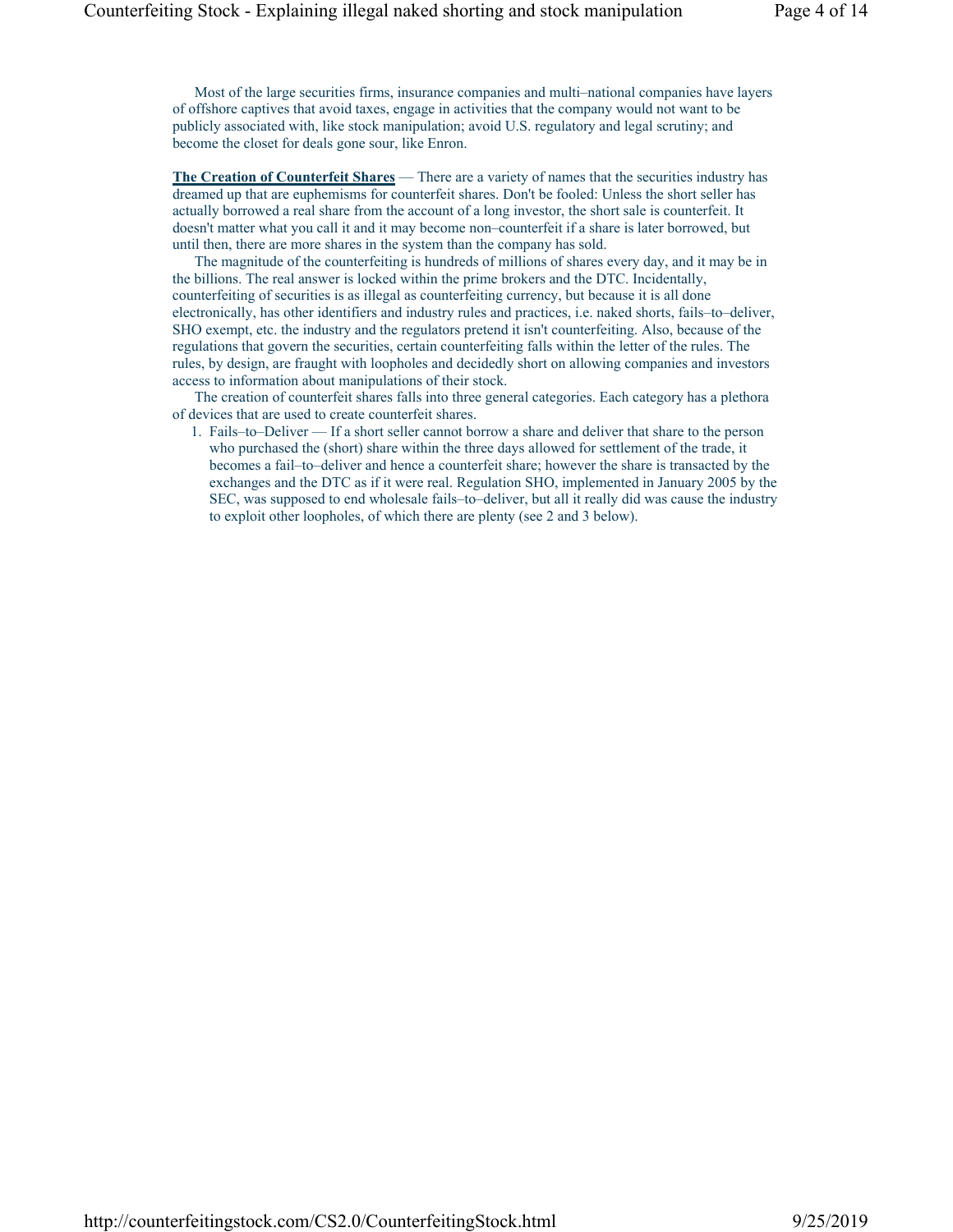Most of the large securities firms, insurance companies and multi–national companies have layers of offshore captives that avoid taxes, engage in activities that the company would not want to be publicly associated with, like stock manipulation; avoid U.S. regulatory and legal scrutiny; and become the closet for deals gone sour, like Enron.

**The Creation of Counterfeit Shares** — There are a variety of names that the securities industry has dreamed up that are euphemisms for counterfeit shares. Don't be fooled: Unless the short seller has actually borrowed a real share from the account of a long investor, the short sale is counterfeit. It doesn't matter what you call it and it may become non–counterfeit if a share is later borrowed, but until then, there are more shares in the system than the company has sold.

The magnitude of the counterfeiting is hundreds of millions of shares every day, and it may be in the billions. The real answer is locked within the prime brokers and the DTC. Incidentally, counterfeiting of securities is as illegal as counterfeiting currency, but because it is all done electronically, has other identifiers and industry rules and practices, i.e. naked shorts, fails–to–deliver, SHO exempt, etc. the industry and the regulators pretend it isn't counterfeiting. Also, because of the regulations that govern the securities, certain counterfeiting falls within the letter of the rules. The rules, by design, are fraught with loopholes and decidedly short on allowing companies and investors access to information about manipulations of their stock.

The creation of counterfeit shares falls into three general categories. Each category has a plethora of devices that are used to create counterfeit shares.

1. Fails–to–Deliver — If a short seller cannot borrow a share and deliver that share to the person who purchased the (short) share within the three days allowed for settlement of the trade, it becomes a fail–to–deliver and hence a counterfeit share; however the share is transacted by the exchanges and the DTC as if it were real. Regulation SHO, implemented in January 2005 by the SEC, was supposed to end wholesale fails–to–deliver, but all it really did was cause the industry to exploit other loopholes, of which there are plenty (see 2 and 3 below).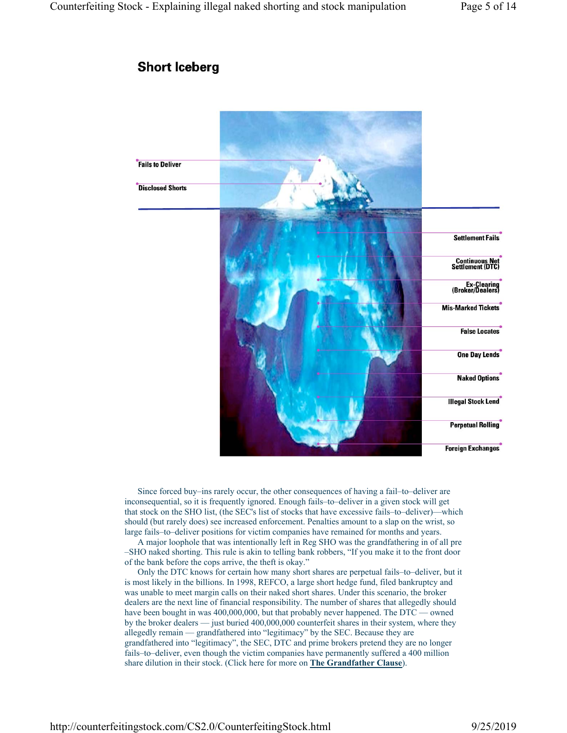## Short Iceberg

Fails to Deliver

Disclosed Shorts

Settlement Fails

Continuous Net Settlement (DTC)

Ex-Clearing (Broker/Dealers)

Mis-Marked Tickets

False Locates

One Day Lends

Naked Options

Illegal Stock Lend

Perpetual Rolling

Foreign Exchanges

Since forced buy–ins rarely occur, the other consequences of having a fail–to–deliver are inconsequential, so it is frequently ignored. Enough fails–to–deliver in a given stock will get that stock on the SHO list, (the SEC's list of stocks that have excessive fails–to–deliver)—which should (but rarely does) see increased enforcement. Penalties amount to a slap on the wrist, so large fails–to–deliver positions for victim companies have remained for months and years.

A major loophole that was intentionally left in Reg SHO was the grandfathering in of all pre –SHO naked shorting. This rule is akin to telling bank robbers, "If you make it to the front door of the bank before the cops arrive, the theft is okay."

Only the DTC knows for certain how many short shares are perpetual fails–to–deliver, but it is most likely in the billions. In 1998, REFCO, a large short hedge fund, filed bankruptcy and was unable to meet margin calls on their naked short shares. Under this scenario, the broker dealers are the next line of financial responsibility. The number of shares that allegedly should have been bought in was 400,000,000, but that probably never happened. The DTC — owned by the broker dealers — just buried 400,000,000 counterfeit shares in their system, where they allegedly remain — grandfathered into "legitimacy" by the SEC. Because they are grandfathered into "legitimacy", the SEC, DTC and prime brokers pretend they are no longer fails–to–deliver, even though the victim companies have permanently suffered a 400 million share dilution in their stock. (Click here for more on **The Grandfather Clause**).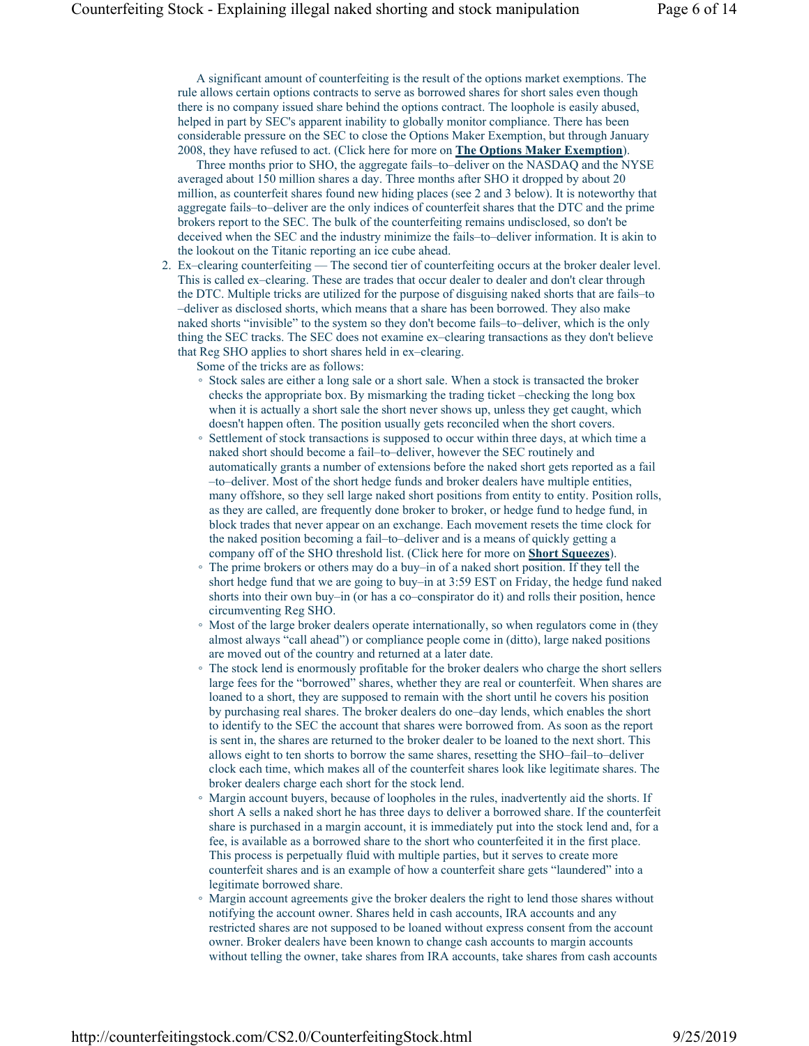A significant amount of counterfeiting is the result of the options market exemptions. The rule allows certain options contracts to serve as borrowed shares for short sales even though there is no company issued share behind the options contract. The loophole is easily abused, helped in part by SEC's apparent inability to globally monitor compliance. There has been considerable pressure on the SEC to close the Options Maker Exemption, but through January 2008, they have refused to act. (Click here for more on **The Options Maker Exemption**).

Three months prior to SHO, the aggregate fails–to–deliver on the NASDAQ and the NYSE averaged about 150 million shares a day. Three months after SHO it dropped by about 20 million, as counterfeit shares found new hiding places (see 2 and 3 below). It is noteworthy that aggregate fails–to–deliver are the only indices of counterfeit shares that the DTC and the prime brokers report to the SEC. The bulk of the counterfeiting remains undisclosed, so don't be deceived when the SEC and the industry minimize the fails–to–deliver information. It is akin to the lookout on the Titanic reporting an ice cube ahead.

2. Ex–clearing counterfeiting — The second tier of counterfeiting occurs at the broker dealer level. This is called ex–clearing. These are trades that occur dealer to dealer and don't clear through the DTC. Multiple tricks are utilized for the purpose of disguising naked shorts that are fails–to –deliver as disclosed shorts, which means that a share has been borrowed. They also make naked shorts "invisible" to the system so they don't become fails–to–deliver, which is the only thing the SEC tracks. The SEC does not examine ex–clearing transactions as they don't believe that Reg SHO applies to short shares held in ex–clearing.

   Some of the tricks are as follows:

   - Stock sales are either a long sale or a short sale. When a stock is transacted the broker checks the appropriate box. By mismarking the trading ticket –checking the long box when it is actually a short sale the short never shows up, unless they get caught, which doesn't happen often. The position usually gets reconciled when the short covers.
   - Settlement of stock transactions is supposed to occur within three days, at which time a naked short should become a fail–to–deliver, however the SEC routinely and automatically grants a number of extensions before the naked short gets reported as a fail –to–deliver. Most of the short hedge funds and broker dealers have multiple entities, many offshore, so they sell large naked short positions from entity to entity. Position rolls, as they are called, are frequently done broker to broker, or hedge fund to hedge fund, in block trades that never appear on an exchange. Each movement resets the time clock for the naked position becoming a fail–to–deliver and is a means of quickly getting a company off of the SHO threshold list. (Click here for more on **Short Squeezes**).
   - The prime brokers or others may do a buy–in of a naked short position. If they tell the short hedge fund that we are going to buy–in at 3:59 EST on Friday, the hedge fund naked shorts into their own buy–in (or has a co–conspirator do it) and rolls their position, hence circumventing Reg SHO.
   - Most of the large broker dealers operate internationally, so when regulators come in (they almost always "call ahead") or compliance people come in (ditto), large naked positions are moved out of the country and returned at a later date.
   - The stock lend is enormously profitable for the broker dealers who charge the short sellers large fees for the "borrowed" shares, whether they are real or counterfeit. When shares are loaned to a short, they are supposed to remain with the short until he covers his position by purchasing real shares. The broker dealers do one–day lends, which enables the short to identify to the SEC the account that shares were borrowed from. As soon as the report is sent in, the shares are returned to the broker dealer to be loaned to the next short. This allows eight to ten shorts to borrow the same shares, resetting the SHO–fail–to–deliver clock each time, which makes all of the counterfeit shares look like legitimate shares. The broker dealers charge each short for the stock lend.
   - Margin account buyers, because of loopholes in the rules, inadvertently aid the shorts. If short A sells a naked short he has three days to deliver a borrowed share. If the counterfeit share is purchased in a margin account, it is immediately put into the stock lend and, for a fee, is available as a borrowed share to the short who counterfeited it in the first place. This process is perpetually fluid with multiple parties, but it serves to create more counterfeit shares and is an example of how a counterfeit share gets "laundered" into a legitimate borrowed share.
   - Margin account agreements give the broker dealers the right to lend those shares without notifying the account owner. Shares held in cash accounts, IRA accounts and any restricted shares are not supposed to be loaned without express consent from the account owner. Broker dealers have been known to change cash accounts to margin accounts without telling the owner, take shares from IRA accounts, take shares from cash accounts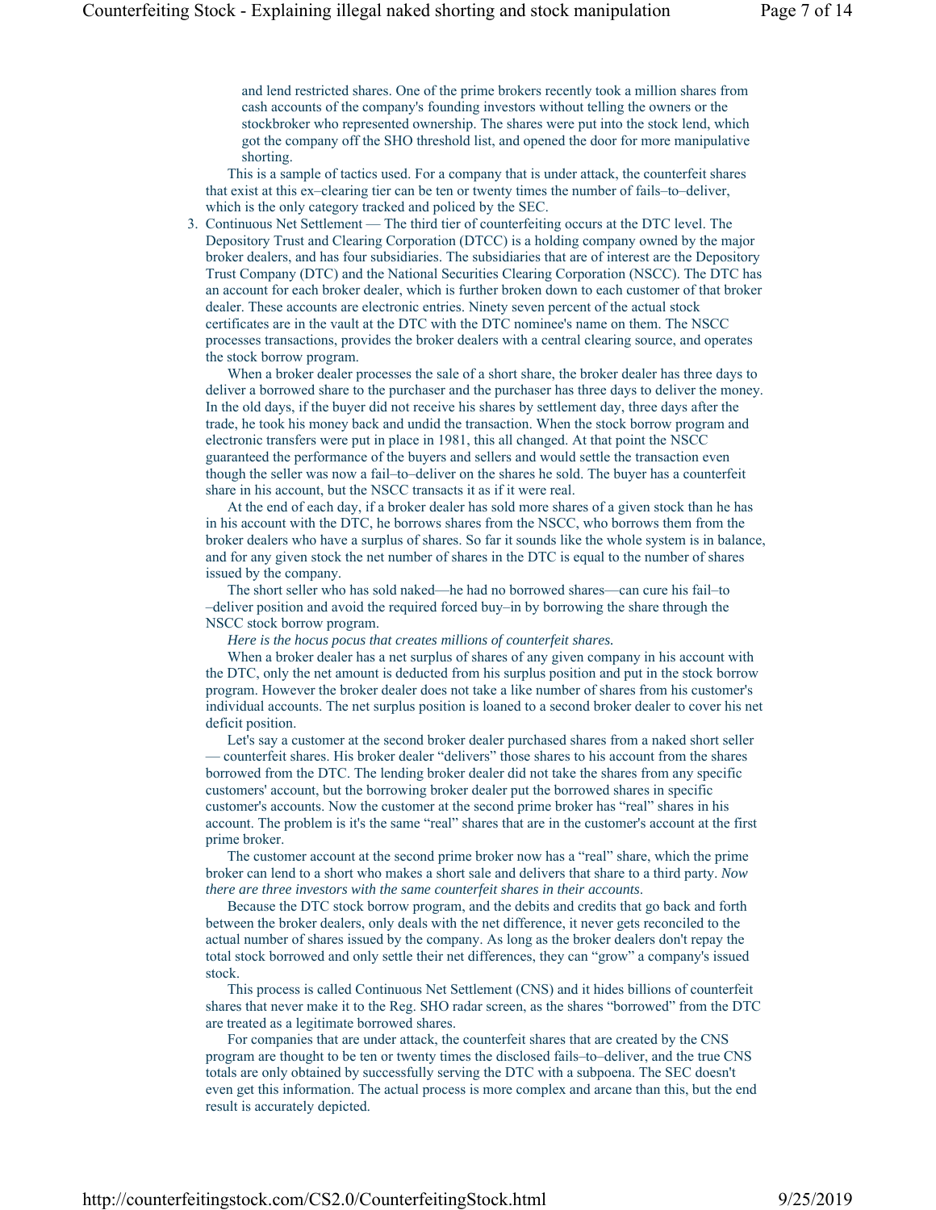and lend restricted shares. One of the prime brokers recently took a million shares from cash accounts of the company's founding investors without telling the owners or the stockbroker who represented ownership. The shares were put into the stock lend, which got the company off the SHO threshold list, and opened the door for more manipulative shorting.

This is a sample of tactics used. For a company that is under attack, the counterfeit shares that exist at this ex–clearing tier can be ten or twenty times the number of fails–to–deliver, which is the only category tracked and policed by the SEC.

3. Continuous Net Settlement — The third tier of counterfeiting occurs at the DTC level. The Depository Trust and Clearing Corporation (DTCC) is a holding company owned by the major broker dealers, and has four subsidiaries. The subsidiaries that are of interest are the Depository Trust Company (DTC) and the National Securities Clearing Corporation (NSCC). The DTC has an account for each broker dealer, which is further broken down to each customer of that broker dealer. These accounts are electronic entries. Ninety seven percent of the actual stock certificates are in the vault at the DTC with the DTC nominee's name on them. The NSCC processes transactions, provides the broker dealers with a central clearing source, and operates the stock borrow program.

   When a broker dealer processes the sale of a short share, the broker dealer has three days to deliver a borrowed share to the purchaser and the purchaser has three days to deliver the money. In the old days, if the buyer did not receive his shares by settlement day, three days after the trade, he took his money back and undid the transaction. When the stock borrow program and electronic transfers were put in place in 1981, this all changed. At that point the NSCC guaranteed the performance of the buyers and sellers and would settle the transaction even though the seller was now a fail–to–deliver on the shares he sold. The buyer has a counterfeit share in his account, but the NSCC transacts it as if it were real.

   At the end of each day, if a broker dealer has sold more shares of a given stock than he has in his account with the DTC, he borrows shares from the NSCC, who borrows them from the broker dealers who have a surplus of shares. So far it sounds like the whole system is in balance, and for any given stock the net number of shares in the DTC is equal to the number of shares issued by the company.

   The short seller who has sold naked—he had no borrowed shares—can cure his fail–to–deliver position and avoid the required forced buy–in by borrowing the share through the NSCC stock borrow program.

   *Here is the hocus pocus that creates millions of counterfeit shares.*

   When a broker dealer has a net surplus of shares of any given company in his account with the DTC, only the net amount is deducted from his surplus position and put in the stock borrow program. However the broker dealer does not take a like number of shares from his customer's individual accounts. The net surplus position is loaned to a second broker dealer to cover his net deficit position.

   Let's say a customer at the second broker dealer purchased shares from a naked short seller — counterfeit shares. His broker dealer "delivers" those shares to his account from the shares borrowed from the DTC. The lending broker dealer did not take the shares from any specific customers' account, but the borrowing broker dealer put the borrowed shares in specific customer's accounts. Now the customer at the second prime broker has "real" shares in his account. The problem is it's the same "real" shares that are in the customer's account at the first prime broker.

   The customer account at the second prime broker now has a "real" share, which the prime broker can lend to a short who makes a short sale and delivers that share to a third party. *Now there are three investors with the same counterfeit shares in their accounts.*

   Because the DTC stock borrow program, and the debits and credits that go back and forth between the broker dealers, only deals with the net difference, it never gets reconciled to the actual number of shares issued by the company. As long as the broker dealers don't repay the total stock borrowed and only settle their net differences, they can "grow" a company's issued stock.

   This process is called Continuous Net Settlement (CNS) and it hides billions of counterfeit shares that never make it to the Reg. SHO radar screen, as the shares "borrowed" from the DTC are treated as a legitimate borrowed shares.

   For companies that are under attack, the counterfeit shares that are created by the CNS program are thought to be ten or twenty times the disclosed fails–to–deliver, and the true CNS totals are only obtained by successfully serving the DTC with a subpoena. The SEC doesn't even get this information. The actual process is more complex and arcane than this, but the end result is accurately depicted.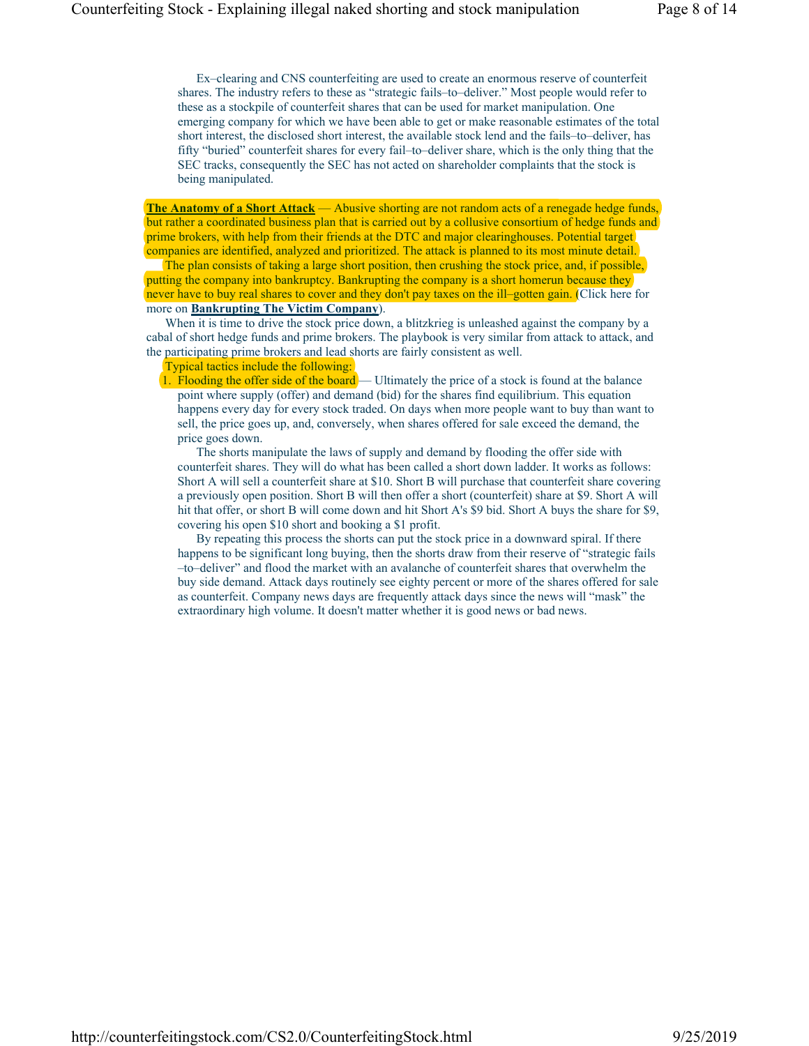Ex–clearing and CNS counterfeiting are used to create an enormous reserve of counterfeit shares. The industry refers to these as "strategic fails–to–deliver." Most people would refer to these as a stockpile of counterfeit shares that can be used for market manipulation. One emerging company for which we have been able to get or make reasonable estimates of the total short interest, the disclosed short interest, the available stock lend and the fails–to–deliver, has fifty "buried" counterfeit shares for every fail–to–deliver share, which is the only thing that the SEC tracks, consequently the SEC has not acted on shareholder complaints that the stock is being manipulated.

**The Anatomy of a Short Attack** — Abusive shorting are not random acts of a renegade hedge funds, but rather a coordinated business plan that is carried out by a collusive consortium of hedge funds and prime brokers, with help from their friends at the DTC and major clearinghouses. Potential target companies are identified, analyzed and prioritized. The attack is planned to its most minute detail.

The plan consists of taking a large short position, then crushing the stock price, and, if possible, putting the company into bankruptcy. Bankrupting the company is a short homerun because they never have to buy real shares to cover and they don't pay taxes on the ill–gotten gain. (Click here for more on **Bankrupting The Victim Company**).

When it is time to drive the stock price down, a blitzkrieg is unleashed against the company by a cabal of short hedge funds and prime brokers. The playbook is very similar from attack to attack, and the participating prime brokers and lead shorts are fairly consistent as well.

Typical tactics include the following:

1. Flooding the offer side of the board — Ultimately the price of a stock is found at the balance point where supply (offer) and demand (bid) for the shares find equilibrium. This equation happens every day for every stock traded. On days when more people want to buy than want to sell, the price goes up, and, conversely, when shares offered for sale exceed the demand, the price goes down.

   The shorts manipulate the laws of supply and demand by flooding the offer side with counterfeit shares. They will do what has been called a short down ladder. It works as follows: Short A will sell a counterfeit share at $10. Short B will purchase that counterfeit share covering a previously open position. Short B will then offer a short (counterfeit) share at $9. Short A will hit that offer, or short B will come down and hit Short A's $9 bid. Short A buys the share for $9, covering his open $10 short and booking a $1 profit.

   By repeating this process the shorts can put the stock price in a downward spiral. If there happens to be significant long buying, then the shorts draw from their reserve of "strategic fails –to–deliver" and flood the market with an avalanche of counterfeit shares that overwhelm the buy side demand. Attack days routinely see eighty percent or more of the shares offered for sale as counterfeit. Company news days are frequently attack days since the news will "mask" the extraordinary high volume. It doesn't matter whether it is good news or bad news.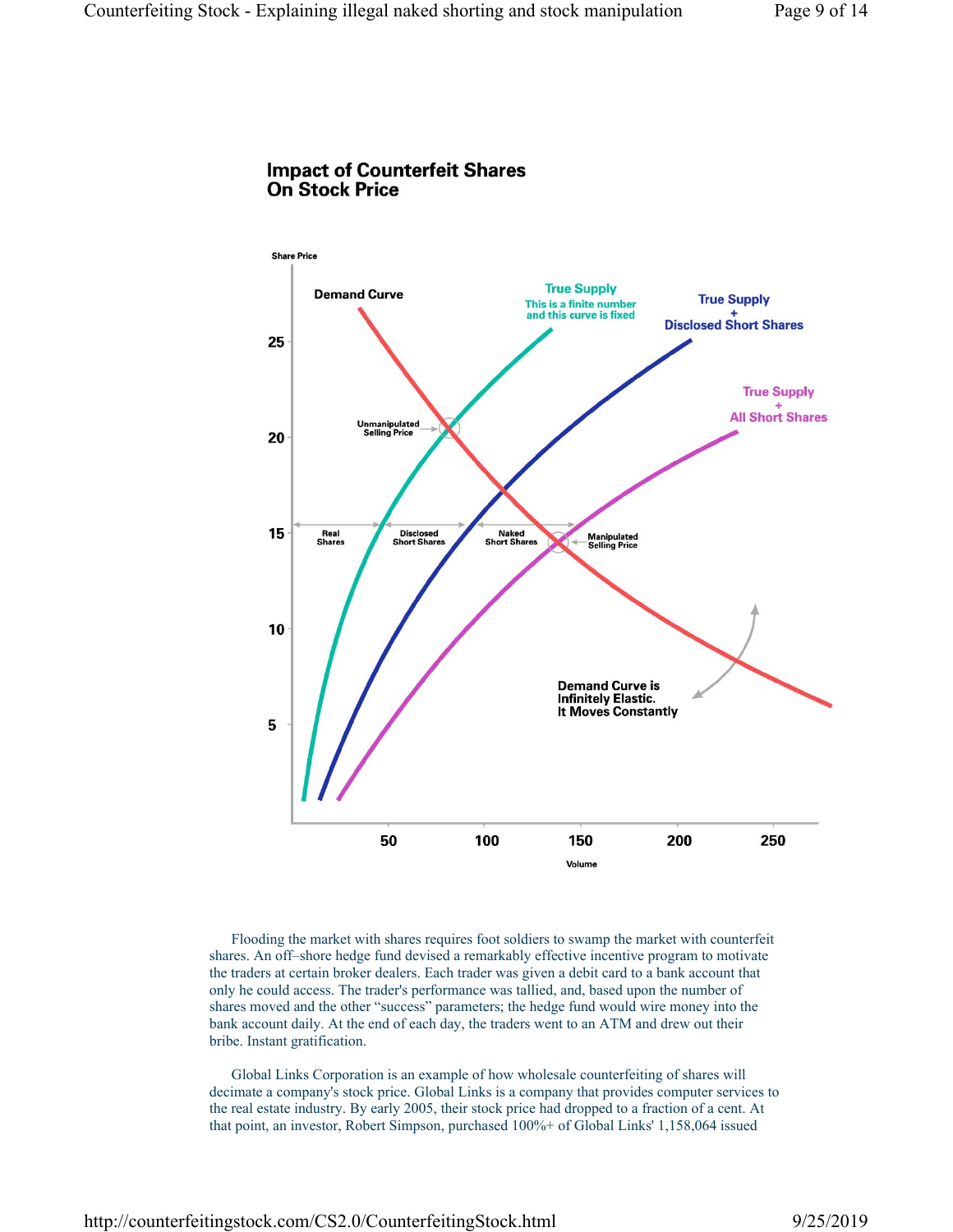## Impact of Counterfeit Shares On Stock Price

Flooding the market with shares requires foot soldiers to swamp the market with counterfeit shares. An off–shore hedge fund devised a remarkably effective incentive program to motivate the traders at certain broker dealers. Each trader was given a debit card to a bank account that only he could access. The trader's performance was tallied, and, based upon the number of shares moved and the other “success” parameters; the hedge fund would wire money into the bank account daily. At the end of each day, the traders went to an ATM and drew out their bribe. Instant gratification.

Global Links Corporation is an example of how wholesale counterfeiting of shares will decimate a company's stock price. Global Links is a company that provides computer services to the real estate industry. By early 2005, their stock price had dropped to a fraction of a cent. At that point, an investor, Robert Simpson, purchased 100%+ of Global Links' 1,158,064 issued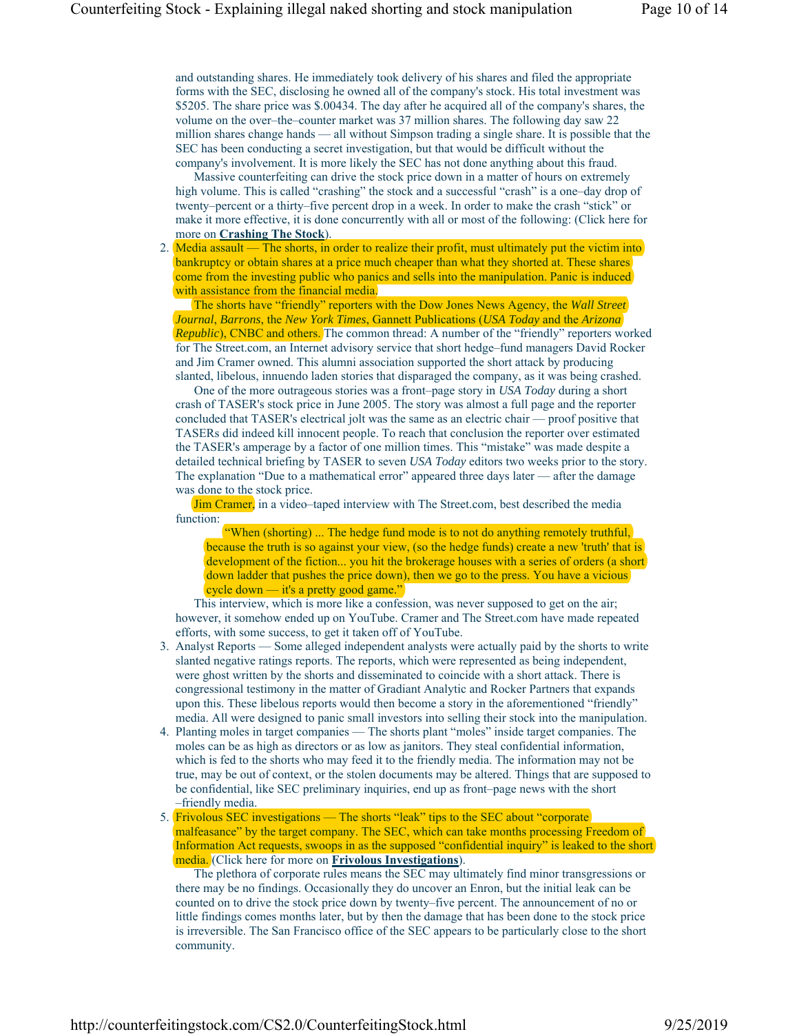and outstanding shares. He immediately took delivery of his shares and filed the appropriate forms with the SEC, disclosing he owned all of the company's stock. His total investment was $5205. The share price was $.00434. The day after he acquired all of the company's shares, the volume on the over–the–counter market was 37 million shares. The following day saw 22 million shares change hands — all without Simpson trading a single share. It is possible that the SEC has been conducting a secret investigation, but that would be difficult without the company's involvement. It is more likely the SEC has not done anything about this fraud.

Massive counterfeiting can drive the stock price down in a matter of hours on extremely high volume. This is called "crashing" the stock and a successful "crash" is a one–day drop of twenty–percent or a thirty–five percent drop in a week. In order to make the crash "stick" or make it more effective, it is done concurrently with all or most of the following: (Click here for more on **Crashing The Stock**).

2. Media assault — The shorts, in order to realize their profit, must ultimately put the victim into bankruptcy or obtain shares at a price much cheaper than what they shorted at. These shares come from the investing public who panics and sells into the manipulation. Panic is induced with assistance from the financial media.

   The shorts have "friendly" reporters with the Dow Jones News Agency, the *Wall Street Journal*, *Barrons*, the *New York Times*, Gannett Publications (*USA Today* and the *Arizona Republic*), CNBC and others. The common thread: A number of the "friendly" reporters worked for The Street.com, an Internet advisory service that short hedge–fund managers David Rocker and Jim Cramer owned. This alumni association supported the short attack by producing slanted, libelous, innuendo laden stories that disparaged the company, as it was being crashed.

   One of the more outrageous stories was a front–page story in *USA Today* during a short crash of TASER's stock price in June 2005. The story was almost a full page and the reporter concluded that TASER's electrical jolt was the same as an electric chair — proof positive that TASERs did indeed kill innocent people. To reach that conclusion the reporter over estimated the TASER's amperage by a factor of one million times. This "mistake" was made despite a detailed technical briefing by TASER to seven *USA Today* editors two weeks prior to the story. The explanation "Due to a mathematical error" appeared three days later — after the damage was done to the stock price.

   Jim Cramer, in a video–taped interview with The Street.com, best described the media function:

   > "When (shorting) ... The hedge fund mode is to not do anything remotely truthful, because the truth is so against your view, (so the hedge funds) create a new 'truth' that is development of the fiction... you hit the brokerage houses with a series of orders (a short down ladder that pushes the price down), then we go to the press. You have a vicious cycle down — it's a pretty good game."

   This interview, which is more like a confession, was never supposed to get on the air; however, it somehow ended up on YouTube. Cramer and The Street.com have made repeated efforts, with some success, to get it taken off of YouTube.

3. Analyst Reports — Some alleged independent analysts were actually paid by the shorts to write slanted negative ratings reports. The reports, which were represented as being independent, were ghost written by the shorts and disseminated to coincide with a short attack. There is congressional testimony in the matter of Gradiant Analytic and Rocker Partners that expands upon this. These libelous reports would then become a story in the aforementioned "friendly" media. All were designed to panic small investors into selling their stock into the manipulation.

4. Planting moles in target companies — The shorts plant "moles" inside target companies. The moles can be as high as directors or as low as janitors. They steal confidential information, which is fed to the shorts who may feed it to the friendly media. The information may not be true, may be out of context, or the stolen documents may be altered. Things that are supposed to be confidential, like SEC preliminary inquiries, end up as front–page news with the short –friendly media.

5. Frivolous SEC investigations — The shorts "leak" tips to the SEC about "corporate malfeasance" by the target company. The SEC, which can take months processing Freedom of Information Act requests, swoops in as the supposed "confidential inquiry" is leaked to the short media. (Click here for more on **Frivolous Investigations**).

   The plethora of corporate rules means the SEC may ultimately find minor transgressions or there may be no findings. Occasionally they do uncover an Enron, but the initial leak can be counted on to drive the stock price down by twenty–five percent. The announcement of no or little findings comes months later, but by then the damage that has been done to the stock price is irreversible. The San Francisco office of the SEC appears to be particularly close to the short community.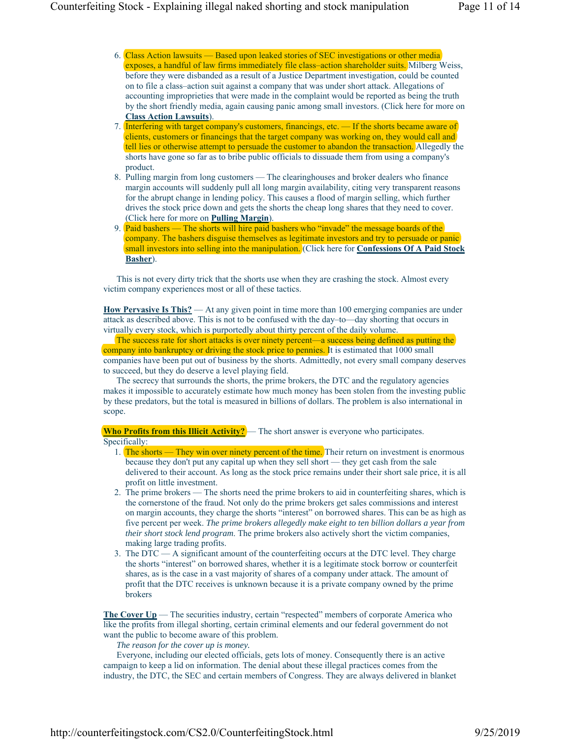6. Class Action lawsuits — Based upon leaked stories of SEC investigations or other media exposes, a handful of law firms immediately file class–action shareholder suits. Milberg Weiss, before they were disbanded as a result of a Justice Department investigation, could be counted on to file a class–action suit against a company that was under short attack. Allegations of accounting improprieties that were made in the complaint would be reported as being the truth by the short friendly media, again causing panic among small investors. (Click here for more on **Class Action Lawsuits**).
7. Interfering with target company's customers, financings, etc. — If the shorts became aware of clients, customers or financings that the target company was working on, they would call and tell lies or otherwise attempt to persuade the customer to abandon the transaction. Allegedly the shorts have gone so far as to bribe public officials to dissuade them from using a company's product.
8. Pulling margin from long customers — The clearinghouses and broker dealers who finance margin accounts will suddenly pull all long margin availability, citing very transparent reasons for the abrupt change in lending policy. This causes a flood of margin selling, which further drives the stock price down and gets the shorts the cheap long shares that they need to cover. (Click here for more on **Pulling Margin**).
9. Paid bashers — The shorts will hire paid bashers who "invade" the message boards of the company. The bashers disguise themselves as legitimate investors and try to persuade or panic small investors into selling into the manipulation. (Click here for **Confessions Of A Paid Stock Basher**).

This is not every dirty trick that the shorts use when they are crashing the stock. Almost every victim company experiences most or all of these tactics.

**How Pervasive Is This?** — At any given point in time more than 100 emerging companies are under attack as described above. This is not to be confused with the day–to—day shorting that occurs in virtually every stock, which is purportedly about thirty percent of the daily volume.

The success rate for short attacks is over ninety percent—a success being defined as putting the company into bankruptcy or driving the stock price to pennies. It is estimated that 1000 small companies have been put out of business by the shorts. Admittedly, not every small company deserves to succeed, but they do deserve a level playing field.

The secrecy that surrounds the shorts, the prime brokers, the DTC and the regulatory agencies makes it impossible to accurately estimate how much money has been stolen from the investing public by these predators, but the total is measured in billions of dollars. The problem is also international in scope.

**Who Profits from this Illicit Activity?** — The short answer is everyone who participates. Specifically:

1. The shorts — They win over ninety percent of the time. Their return on investment is enormous because they don't put any capital up when they sell short — they get cash from the sale delivered to their account. As long as the stock price remains under their short sale price, it is all profit on little investment.
2. The prime brokers — The shorts need the prime brokers to aid in counterfeiting shares, which is the cornerstone of the fraud. Not only do the prime brokers get sales commissions and interest on margin accounts, they charge the shorts "interest" on borrowed shares. This can be as high as five percent per week. *The prime brokers allegedly make eight to ten billion dollars a year from their short stock lend program.* The prime brokers also actively short the victim companies, making large trading profits.
3. The DTC — A significant amount of the counterfeiting occurs at the DTC level. They charge the shorts "interest" on borrowed shares, whether it is a legitimate stock borrow or counterfeit shares, as is the case in a vast majority of shares of a company under attack. The amount of profit that the DTC receives is unknown because it is a private company owned by the prime brokers

**The Cover Up** — The securities industry, certain "respected" members of corporate America who like the profits from illegal shorting, certain criminal elements and our federal government do not want the public to become aware of this problem.

*The reason for the cover up is money.*

Everyone, including our elected officials, gets lots of money. Consequently there is an active campaign to keep a lid on information. The denial about these illegal practices comes from the industry, the DTC, the SEC and certain members of Congress. They are always delivered in blanket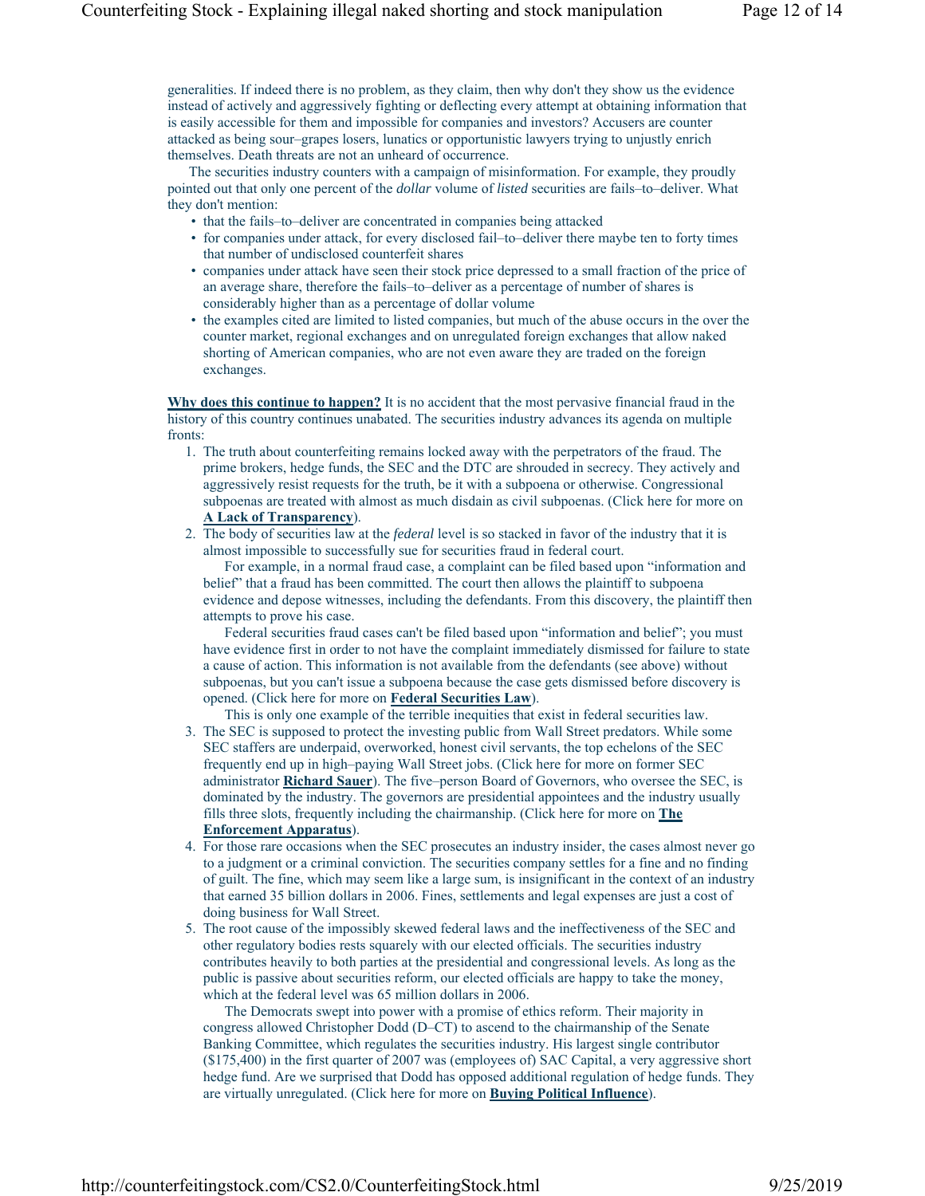generalities. If indeed there is no problem, as they claim, then why don't they show us the evidence instead of actively and aggressively fighting or deflecting every attempt at obtaining information that is easily accessible for them and impossible for companies and investors? Accusers are counter attacked as being sour–grapes losers, lunatics or opportunistic lawyers trying to unjustly enrich themselves. Death threats are not an unheard of occurrence.

The securities industry counters with a campaign of misinformation. For example, they proudly pointed out that only one percent of the *dollar* volume of *listed* securities are fails–to–deliver. What they don't mention:

- that the fails–to–deliver are concentrated in companies being attacked
- for companies under attack, for every disclosed fail–to–deliver there maybe ten to forty times that number of undisclosed counterfeit shares
- companies under attack have seen their stock price depressed to a small fraction of the price of an average share, therefore the fails–to–deliver as a percentage of number of shares is considerably higher than as a percentage of dollar volume
- the examples cited are limited to listed companies, but much of the abuse occurs in the over the counter market, regional exchanges and on unregulated foreign exchanges that allow naked shorting of American companies, who are not even aware they are traded on the foreign exchanges.

**Why does this continue to happen?** It is no accident that the most pervasive financial fraud in the history of this country continues unabated. The securities industry advances its agenda on multiple fronts:

1. The truth about counterfeiting remains locked away with the perpetrators of the fraud. The prime brokers, hedge funds, the SEC and the DTC are shrouded in secrecy. They actively and aggressively resist requests for the truth, be it with a subpoena or otherwise. Congressional subpoenas are treated with almost as much disdain as civil subpoenas. (Click here for more on **A Lack of Transparency**).
2. The body of securities law at the *federal* level is so stacked in favor of the industry that it is almost impossible to successfully sue for securities fraud in federal court.

   For example, in a normal fraud case, a complaint can be filed based upon "information and belief" that a fraud has been committed. The court then allows the plaintiff to subpoena evidence and depose witnesses, including the defendants. From this discovery, the plaintiff then attempts to prove his case.

   Federal securities fraud cases can't be filed based upon "information and belief"; you must have evidence first in order to not have the complaint immediately dismissed for failure to state a cause of action. This information is not available from the defendants (see above) without subpoenas, but you can't issue a subpoena because the case gets dismissed before discovery is opened. (Click here for more on **Federal Securities Law**).

   This is only one example of the terrible inequities that exist in federal securities law.
3. The SEC is supposed to protect the investing public from Wall Street predators. While some SEC staffers are underpaid, overworked, honest civil servants, the top echelons of the SEC frequently end up in high–paying Wall Street jobs. (Click here for more on former SEC administrator **Richard Sauer**). The five–person Board of Governors, who oversee the SEC, is dominated by the industry. The governors are presidential appointees and the industry usually fills three slots, frequently including the chairmanship. (Click here for more on **The Enforcement Apparatus**).
4. For those rare occasions when the SEC prosecutes an industry insider, the cases almost never go to a judgment or a criminal conviction. The securities company settles for a fine and no finding of guilt. The fine, which may seem like a large sum, is insignificant in the context of an industry that earned 35 billion dollars in 2006. Fines, settlements and legal expenses are just a cost of doing business for Wall Street.
5. The root cause of the impossibly skewed federal laws and the ineffectiveness of the SEC and other regulatory bodies rests squarely with our elected officials. The securities industry contributes heavily to both parties at the presidential and congressional levels. As long as the public is passive about securities reform, our elected officials are happy to take the money, which at the federal level was 65 million dollars in 2006.

   The Democrats swept into power with a promise of ethics reform. Their majority in congress allowed Christopher Dodd (D–CT) to ascend to the chairmanship of the Senate Banking Committee, which regulates the securities industry. His largest single contributor ($175,400) in the first quarter of 2007 was (employees of) SAC Capital, a very aggressive short hedge fund. Are we surprised that Dodd has opposed additional regulation of hedge funds. They are virtually unregulated. (Click here for more on **Buying Political Influence**).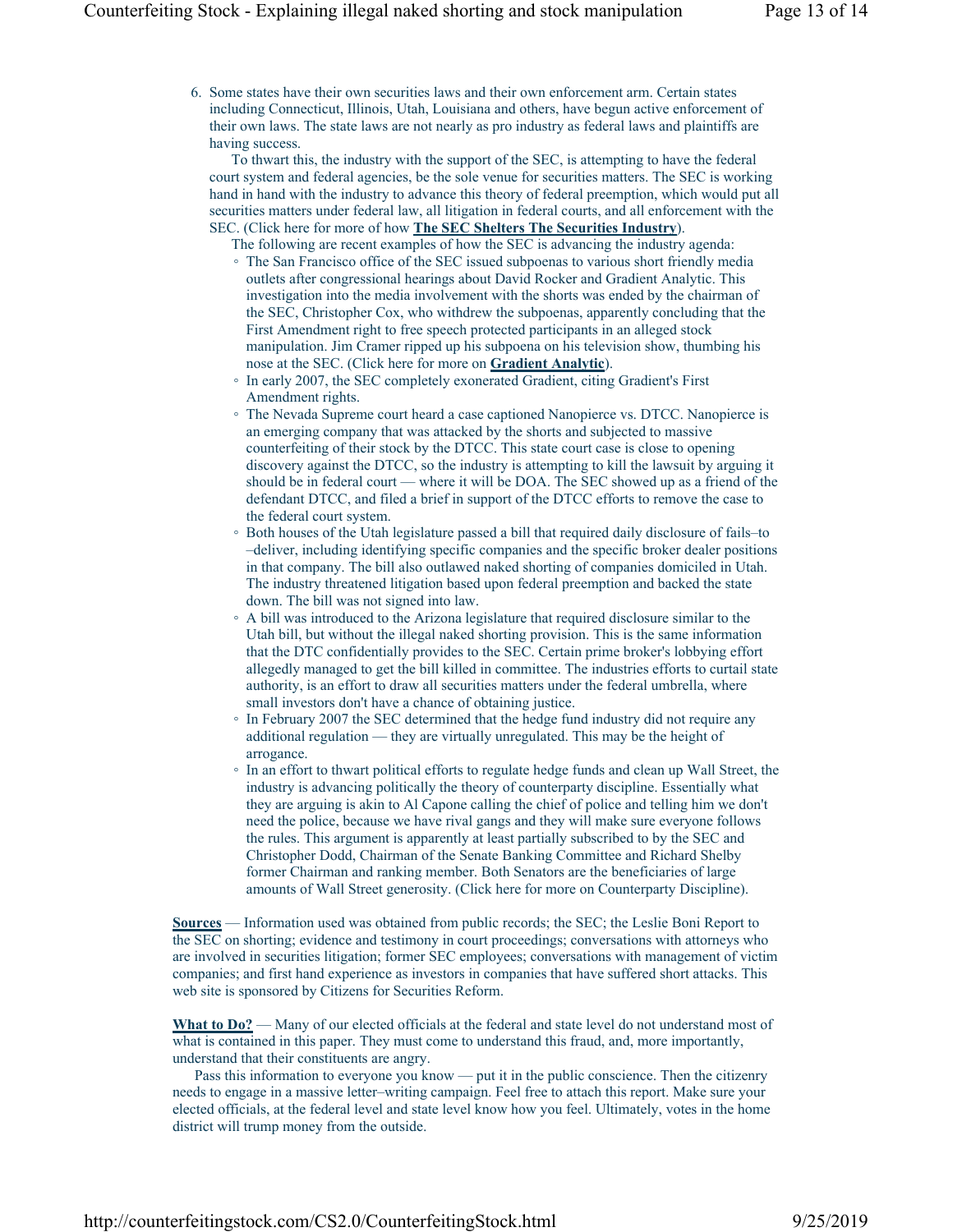6. Some states have their own securities laws and their own enforcement arm. Certain states including Connecticut, Illinois, Utah, Louisiana and others, have begun active enforcement of their own laws. The state laws are not nearly as pro industry as federal laws and plaintiffs are having success.

   To thwart this, the industry with the support of the SEC, is attempting to have the federal court system and federal agencies, be the sole venue for securities matters. The SEC is working hand in hand with the industry to advance this theory of federal preemption, which would put all securities matters under federal law, all litigation in federal courts, and all enforcement with the SEC. (Click here for more of how **The SEC Shelters The Securities Industry**).

   The following are recent examples of how the SEC is advancing the industry agenda:

   - The San Francisco office of the SEC issued subpoenas to various short friendly media outlets after congressional hearings about David Rocker and Gradient Analytic. This investigation into the media involvement with the shorts was ended by the chairman of the SEC, Christopher Cox, who withdrew the subpoenas, apparently concluding that the First Amendment right to free speech protected participants in an alleged stock manipulation. Jim Cramer ripped up his subpoena on his television show, thumbing his nose at the SEC. (Click here for more on **Gradient Analytic**).
   - In early 2007, the SEC completely exonerated Gradient, citing Gradient's First Amendment rights.
   - The Nevada Supreme court heard a case captioned Nanopierce vs. DTCC. Nanopierce is an emerging company that was attacked by the shorts and subjected to massive counterfeiting of their stock by the DTCC. This state court case is close to opening discovery against the DTCC, so the industry is attempting to kill the lawsuit by arguing it should be in federal court — where it will be DOA. The SEC showed up as a friend of the defendant DTCC, and filed a brief in support of the DTCC efforts to remove the case to the federal court system.
   - Both houses of the Utah legislature passed a bill that required daily disclosure of fails–to –deliver, including identifying specific companies and the specific broker dealer positions in that company. The bill also outlawed naked shorting of companies domiciled in Utah. The industry threatened litigation based upon federal preemption and backed the state down. The bill was not signed into law.
   - A bill was introduced to the Arizona legislature that required disclosure similar to the Utah bill, but without the illegal naked shorting provision. This is the same information that the DTC confidentially provides to the SEC. Certain prime broker's lobbying effort allegedly managed to get the bill killed in committee. The industries efforts to curtail state authority, is an effort to draw all securities matters under the federal umbrella, where small investors don't have a chance of obtaining justice.
   - In February 2007 the SEC determined that the hedge fund industry did not require any additional regulation — they are virtually unregulated. This may be the height of arrogance.
   - In an effort to thwart political efforts to regulate hedge funds and clean up Wall Street, the industry is advancing politically the theory of counterparty discipline. Essentially what they are arguing is akin to Al Capone calling the chief of police and telling him we don't need the police, because we have rival gangs and they will make sure everyone follows the rules. This argument is apparently at least partially subscribed to by the SEC and Christopher Dodd, Chairman of the Senate Banking Committee and Richard Shelby former Chairman and ranking member. Both Senators are the beneficiaries of large amounts of Wall Street generosity. (Click here for more on Counterparty Discipline).

**Sources** — Information used was obtained from public records; the SEC; the Leslie Boni Report to the SEC on shorting; evidence and testimony in court proceedings; conversations with attorneys who are involved in securities litigation; former SEC employees; conversations with management of victim companies; and first hand experience as investors in companies that have suffered short attacks. This web site is sponsored by Citizens for Securities Reform.

**What to Do?** — Many of our elected officials at the federal and state level do not understand most of what is contained in this paper. They must come to understand this fraud, and, more importantly, understand that their constituents are angry.

Pass this information to everyone you know — put it in the public conscience. Then the citizenry needs to engage in a massive letter–writing campaign. Feel free to attach this report. Make sure your elected officials, at the federal level and state level know how you feel. Ultimately, votes in the home district will trump money from the outside.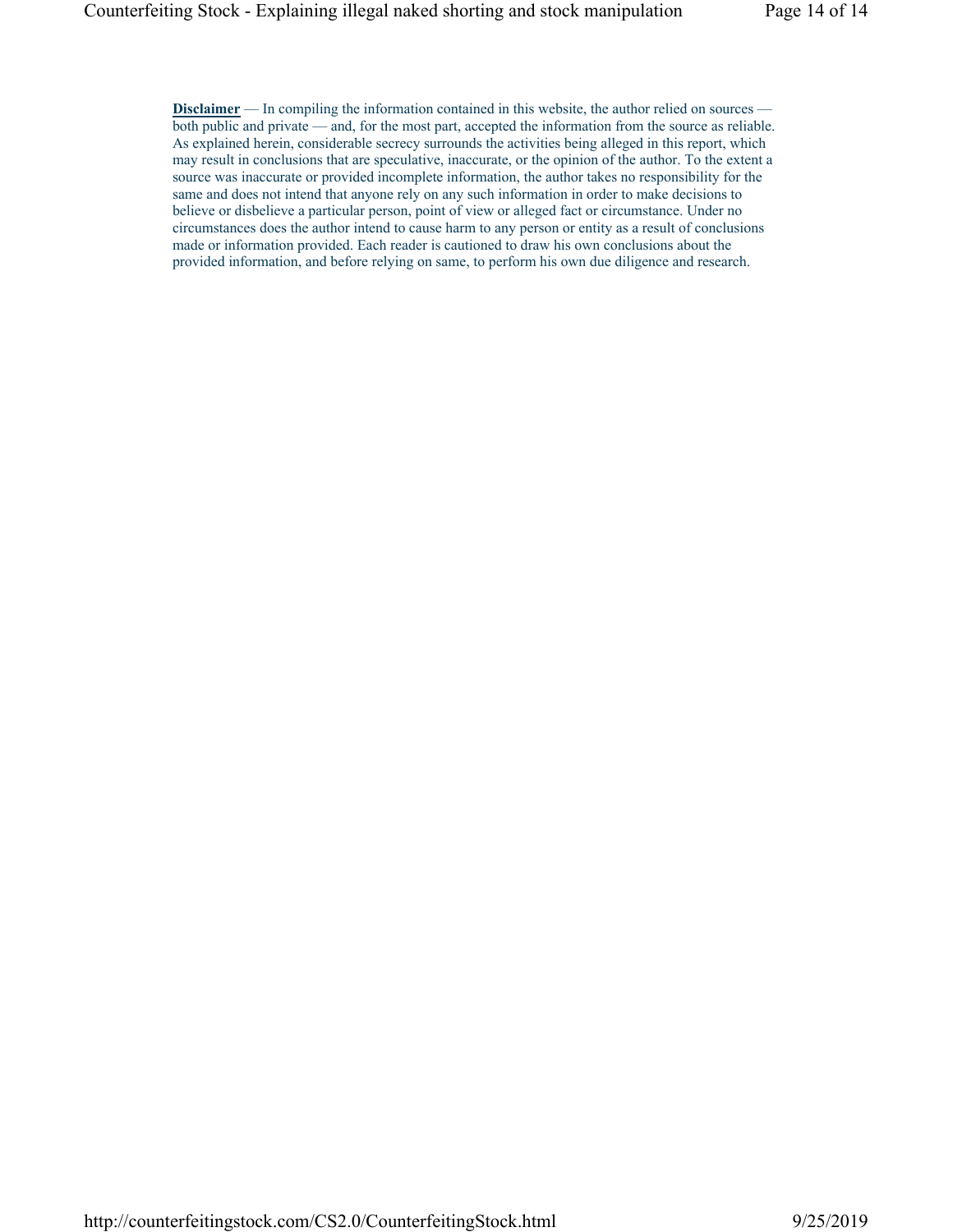**Disclaimer** — In compiling the information contained in this website, the author relied on sources — both public and private — and, for the most part, accepted the information from the source as reliable. As explained herein, considerable secrecy surrounds the activities being alleged in this report, which may result in conclusions that are speculative, inaccurate, or the opinion of the author. To the extent a source was inaccurate or provided incomplete information, the author takes no responsibility for the same and does not intend that anyone rely on any such information in order to make decisions to believe or disbelieve a particular person, point of view or alleged fact or circumstance. Under no circumstances does the author intend to cause harm to any person or entity as a result of conclusions made or information provided. Each reader is cautioned to draw his own conclusions about the provided information, and before relying on same, to perform his own due diligence and research.